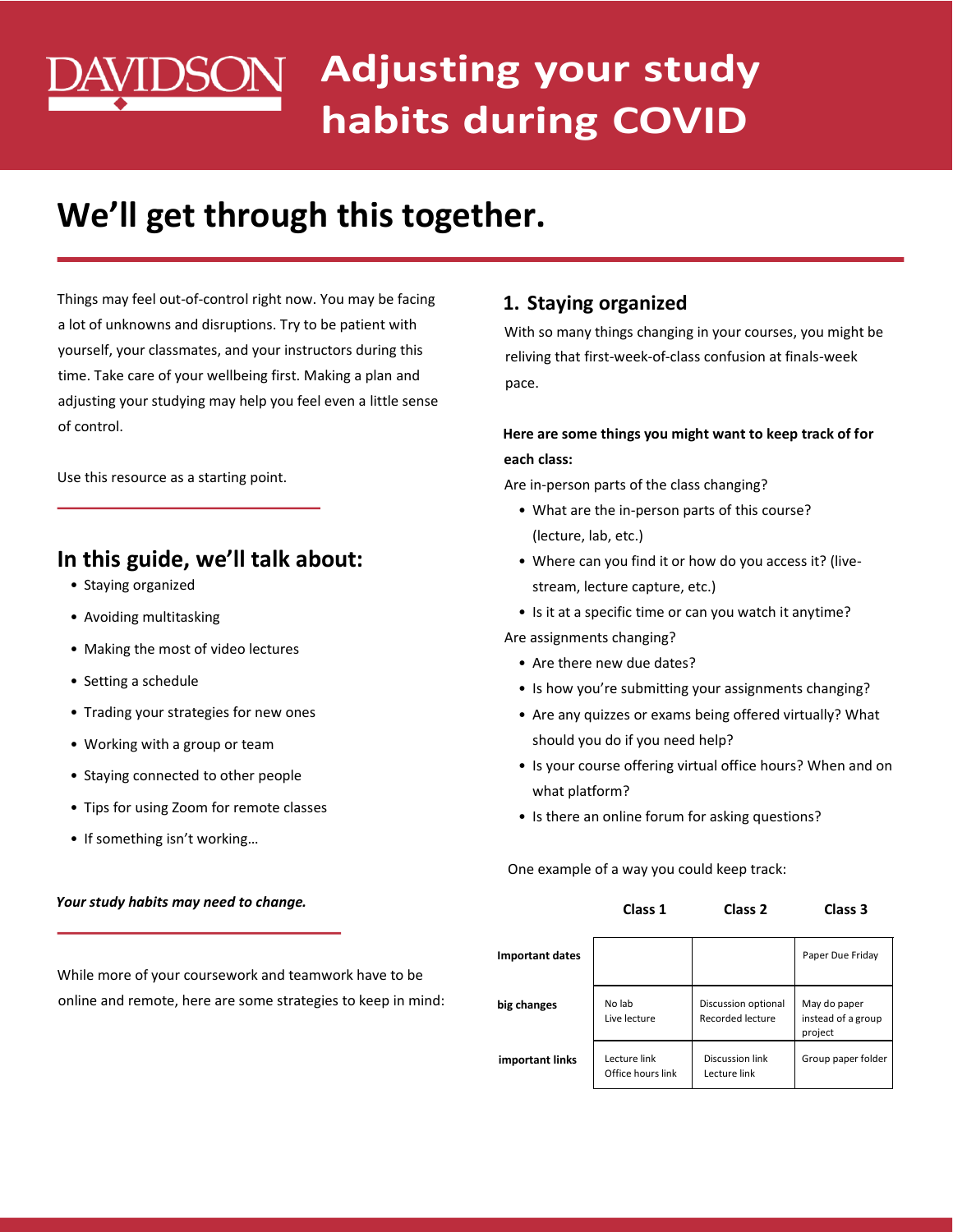# DAVIDSON Adjusting your study habits during COVID

## We'll get through this together.

Things may feel out-of-control right now. You may be facing a lot of unknowns and disruptions. Try to be patient with yourself, your classmates, and your instructors during this time. Take care of your wellbeing first. Making a plan and adjusting your studying may help you feel even a little sense of control.

Use this resource as a starting point.

## In this guide, we'll talk about:

- Staying organized
- Avoiding multitasking
- Making the most of video lectures
- Setting a schedule
- Trading your strategies for new ones
- Working with a group or team
- Staying connected to other people
- Tips for using Zoom for remote classes
- If something isn't working…

***Your study habits may need to change.***

While more of your coursework and teamwork have to be online and remote, here are some strategies to keep in mind:

## 1. Staying organized

With so many things changing in your courses, you might be reliving that first-week-of-class confusion at finals-week pace.

**Here are some things you might want to keep track of for each class:**

Are in-person parts of the class changing?

- What are the in-person parts of this course? (lecture, lab, etc.)
- Where can you find it or how do you access it? (live-stream, lecture capture, etc.)
- Is it at a specific time or can you watch it anytime?

Are assignments changing?

- Are there new due dates?
- Is how you're submitting your assignments changing?
- Are any quizzes or exams being offered virtually? What should you do if you need help?
- Is your course offering virtual office hours? When and on what platform?
- Is there an online forum for asking questions?

One example of a way you could keep track:

| | Class 1 | Class 2 | Class 3 |
|---|---|---|---|
| **Important dates** | | | Paper Due Friday |
| **big changes** | No lab<br>Live lecture | Discussion optional<br>Recorded lecture | May do paper instead of a group project |
| **important links** | Lecture link<br>Office hours link | Discussion link<br>Lecture link | Group paper folder |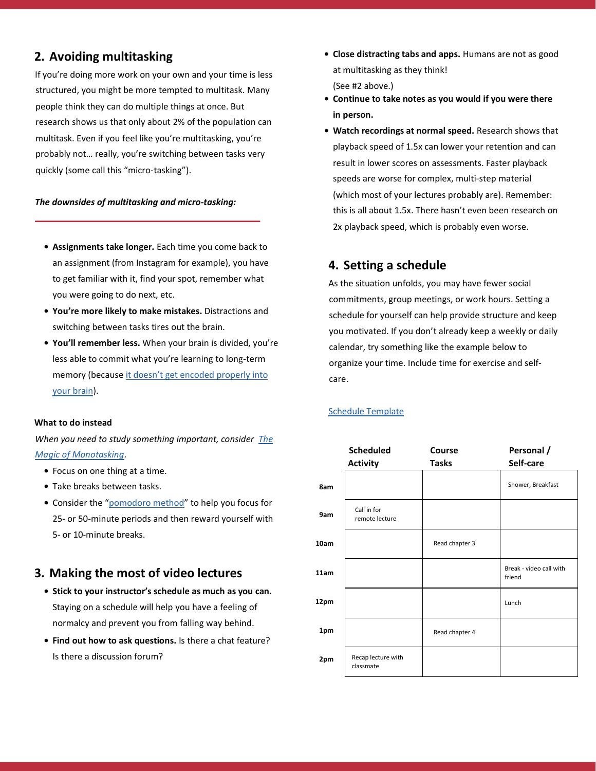## 2. Avoiding multitasking

If you're doing more work on your own and your time is less structured, you might be more tempted to multitask. Many people think they can do multiple things at once. But research shows us that only about 2% of the population can multitask. Even if you feel like you're multitasking, you're probably not… really, you're switching between tasks very quickly (some call this "micro-tasking").

***The downsides of multitasking and micro-tasking:***

- **Assignments take longer.** Each time you come back to an assignment (from Instagram for example), you have to get familiar with it, find your spot, remember what you were going to do next, etc.
- **You're more likely to make mistakes.** Distractions and switching between tasks tires out the brain.
- **You'll remember less.** When your brain is divided, you're less able to commit what you're learning to long-term memory (because it doesn't get encoded properly into your brain).

**What to do instead**

*When you need to study something important, consider The Magic of Monotasking.*

- Focus on one thing at a time.
- Take breaks between tasks.
- Consider the "pomodoro method" to help you focus for 25- or 50-minute periods and then reward yourself with 5- or 10-minute breaks.

## 3. Making the most of video lectures

- **Stick to your instructor's schedule as much as you can.** Staying on a schedule will help you have a feeling of normalcy and prevent you from falling way behind.
- **Find out how to ask questions.** Is there a chat feature? Is there a discussion forum?
- **Close distracting tabs and apps.** Humans are not as good at multitasking as they think! (See #2 above.)
- **Continue to take notes as you would if you were there in person.**
- **Watch recordings at normal speed.** Research shows that playback speed of 1.5x can lower your retention and can result in lower scores on assessments. Faster playback speeds are worse for complex, multi-step material (which most of your lectures probably are). Remember: this is all about 1.5x. There hasn't even been research on 2x playback speed, which is probably even worse.

## 4. Setting a schedule

As the situation unfolds, you may have fewer social commitments, group meetings, or work hours. Setting a schedule for yourself can help provide structure and keep you motivated. If you don't already keep a weekly or daily calendar, try something like the example below to organize your time. Include time for exercise and self-care.

Schedule Template

| | Scheduled Activity | Course Tasks | Personal / Self-care |
|---|---|---|---|
| **8am** | | | Shower, Breakfast |
| **9am** | Call in for remote lecture | | |
| **10am** | | Read chapter 3 | |
| **11am** | | | Break - video call with friend |
| **12pm** | | | Lunch |
| **1pm** | | Read chapter 4 | |
| **2pm** | Recap lecture with classmate | | |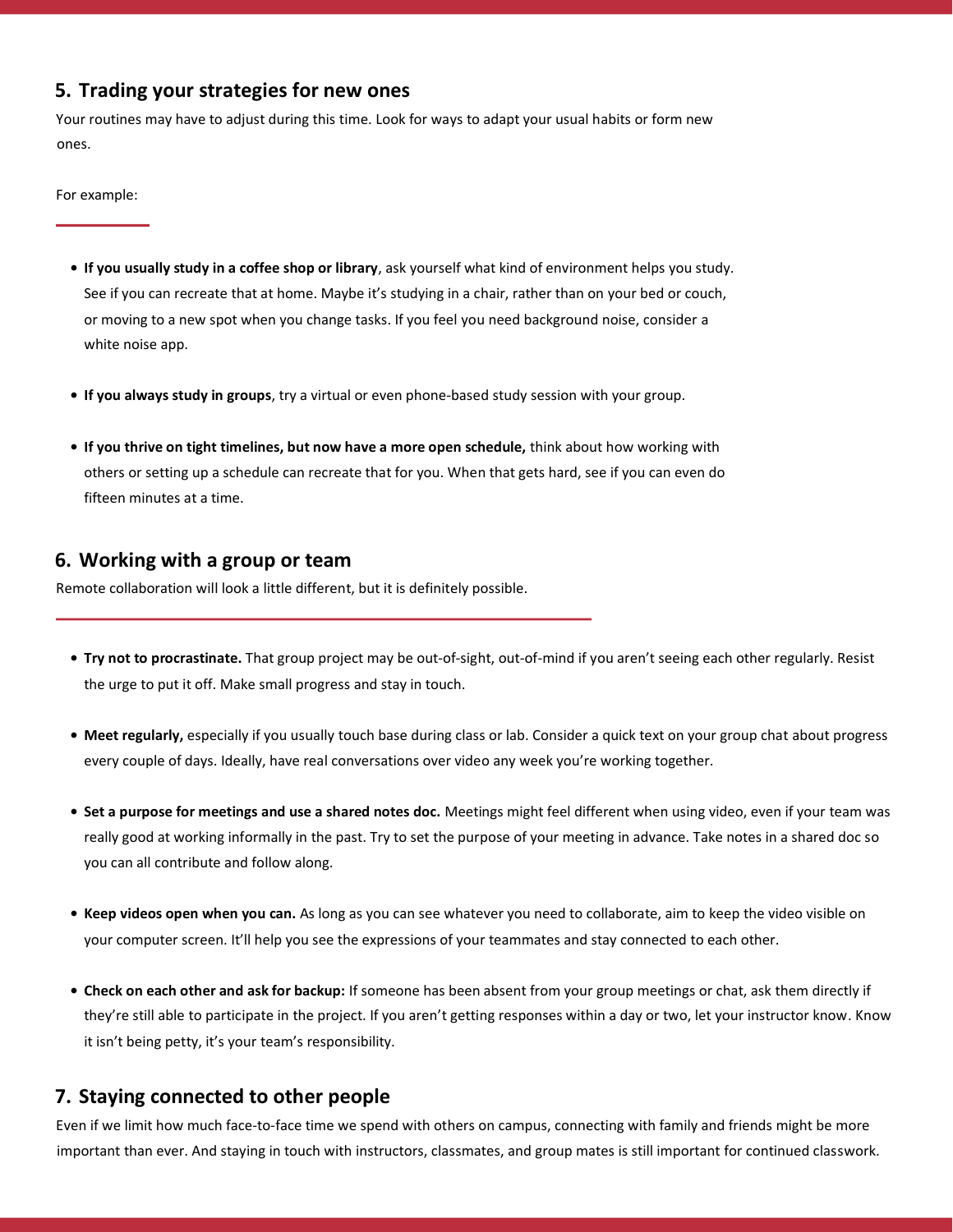## 5. Trading your strategies for new ones

Your routines may have to adjust during this time. Look for ways to adapt your usual habits or form new ones.

For example:

- **If you usually study in a coffee shop or library**, ask yourself what kind of environment helps you study. See if you can recreate that at home. Maybe it's studying in a chair, rather than on your bed or couch, or moving to a new spot when you change tasks. If you feel you need background noise, consider a white noise app.

- **If you always study in groups**, try a virtual or even phone-based study session with your group.

- **If you thrive on tight timelines, but now have a more open schedule,** think about how working with others or setting up a schedule can recreate that for you. When that gets hard, see if you can even do fifteen minutes at a time.

## 6. Working with a group or team

Remote collaboration will look a little different, but it is definitely possible.

- **Try not to procrastinate.** That group project may be out-of-sight, out-of-mind if you aren't seeing each other regularly. Resist the urge to put it off. Make small progress and stay in touch.

- **Meet regularly,** especially if you usually touch base during class or lab. Consider a quick text on your group chat about progress every couple of days. Ideally, have real conversations over video any week you're working together.

- **Set a purpose for meetings and use a shared notes doc.** Meetings might feel different when using video, even if your team was really good at working informally in the past. Try to set the purpose of your meeting in advance. Take notes in a shared doc so you can all contribute and follow along.

- **Keep videos open when you can.** As long as you can see whatever you need to collaborate, aim to keep the video visible on your computer screen. It'll help you see the expressions of your teammates and stay connected to each other.

- **Check on each other and ask for backup:** If someone has been absent from your group meetings or chat, ask them directly if they're still able to participate in the project. If you aren't getting responses within a day or two, let your instructor know. Know it isn't being petty, it's your team's responsibility.

## 7. Staying connected to other people

Even if we limit how much face-to-face time we spend with others on campus, connecting with family and friends might be more important than ever. And staying in touch with instructors, classmates, and group mates is still important for continued classwork.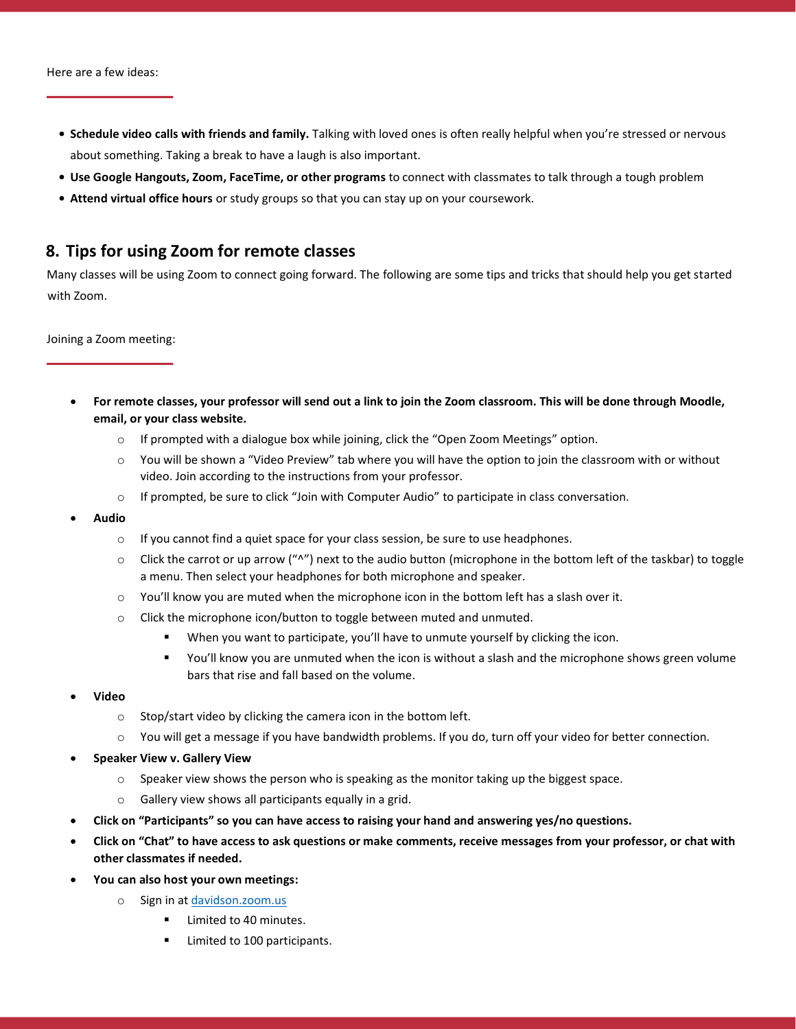Here are a few ideas:

- **Schedule video calls with friends and family.** Talking with loved ones is often really helpful when you're stressed or nervous about something. Taking a break to have a laugh is also important.
- **Use Google Hangouts, Zoom, FaceTime, or other programs** to connect with classmates to talk through a tough problem
- **Attend virtual office hours** or study groups so that you can stay up on your coursework.

## 8. Tips for using Zoom for remote classes

Many classes will be using Zoom to connect going forward. The following are some tips and tricks that should help you get started with Zoom.

Joining a Zoom meeting:

- **For remote classes, your professor will send out a link to join the Zoom classroom. This will be done through Moodle, email, or your class website.**
  - If prompted with a dialogue box while joining, click the "Open Zoom Meetings" option.
  - You will be shown a "Video Preview" tab where you will have the option to join the classroom with or without video. Join according to the instructions from your professor.
  - If prompted, be sure to click "Join with Computer Audio" to participate in class conversation.
- **Audio**
  - If you cannot find a quiet space for your class session, be sure to use headphones.
  - Click the carrot or up arrow ("^") next to the audio button (microphone in the bottom left of the taskbar) to toggle a menu. Then select your headphones for both microphone and speaker.
  - You'll know you are muted when the microphone icon in the bottom left has a slash over it.
  - Click the microphone icon/button to toggle between muted and unmuted.
    - When you want to participate, you'll have to unmute yourself by clicking the icon.
    - You'll know you are unmuted when the icon is without a slash and the microphone shows green volume bars that rise and fall based on the volume.
- **Video**
  - Stop/start video by clicking the camera icon in the bottom left.
  - You will get a message if you have bandwidth problems. If you do, turn off your video for better connection.
- **Speaker View v. Gallery View**
  - Speaker view shows the person who is speaking as the monitor taking up the biggest space.
  - Gallery view shows all participants equally in a grid.
- **Click on "Participants" so you can have access to raising your hand and answering yes/no questions.**
- **Click on "Chat" to have access to ask questions or make comments, receive messages from your professor, or chat with other classmates if needed.**
- **You can also host your own meetings:**
  - Sign in at [davidson.zoom.us](davidson.zoom.us)
    - Limited to 40 minutes.
    - Limited to 100 participants.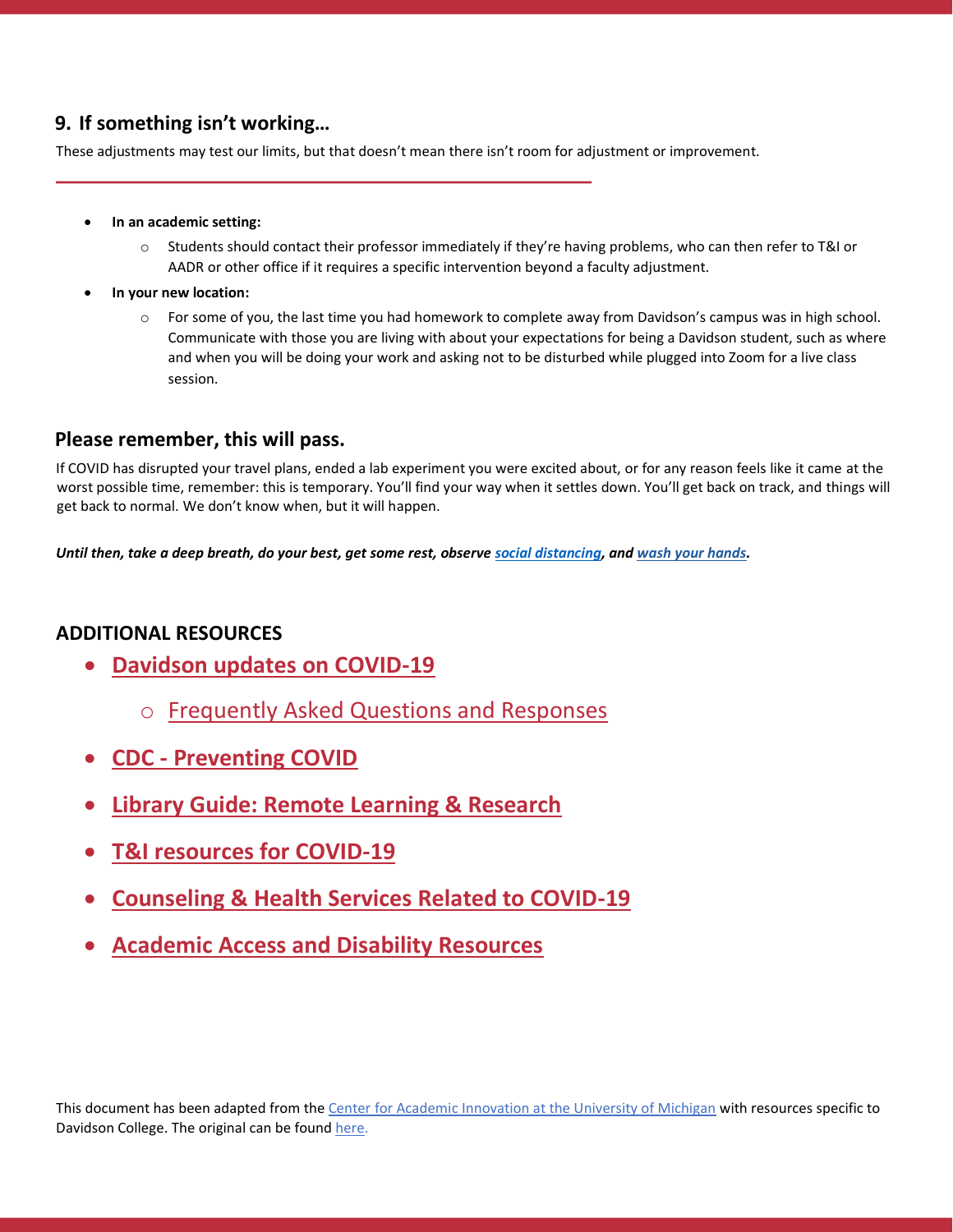## 9. If something isn't working…

These adjustments may test our limits, but that doesn't mean there isn't room for adjustment or improvement.

- **In an academic setting:**
  - Students should contact their professor immediately if they're having problems, who can then refer to T&I or AADR or other office if it requires a specific intervention beyond a faculty adjustment.
- **In your new location:**
  - For some of you, the last time you had homework to complete away from Davidson's campus was in high school. Communicate with those you are living with about your expectations for being a Davidson student, such as where and when you will be doing your work and asking not to be disturbed while plugged into Zoom for a live class session.

## Please remember, this will pass.

If COVID has disrupted your travel plans, ended a lab experiment you were excited about, or for any reason feels like it came at the worst possible time, remember: this is temporary. You'll find your way when it settles down. You'll get back on track, and things will get back to normal. We don't know when, but it will happen.

***Until then, take a deep breath, do your best, get some rest, observe social distancing, and wash your hands.***

## ADDITIONAL RESOURCES

- **Davidson updates on COVID-19**
  - Frequently Asked Questions and Responses
- **CDC - Preventing COVID**
- **Library Guide: Remote Learning & Research**
- **T&I resources for COVID-19**
- **Counseling & Health Services Related to COVID-19**
- **Academic Access and Disability Resources**

This document has been adapted from the Center for Academic Innovation at the University of Michigan with resources specific to Davidson College. The original can be found here.